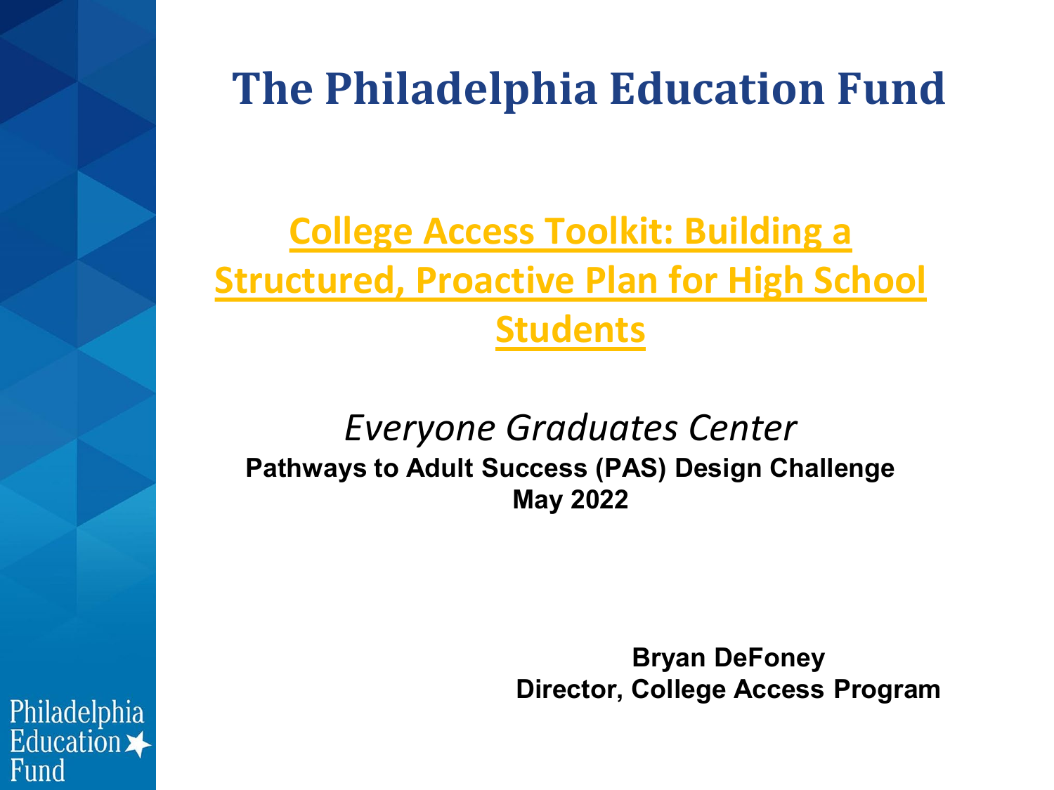# The Philadelphia Education Fund

## College Access Toolkit: Building a Structured, Proactive Plan for High School Students

*Everyone Graduates Center*

**Pathways to Adult Success (PAS) Design Challenge**
**May 2022**

**Bryan DeFoney**
**Director, College Access Program**

Philadelphia Education Fund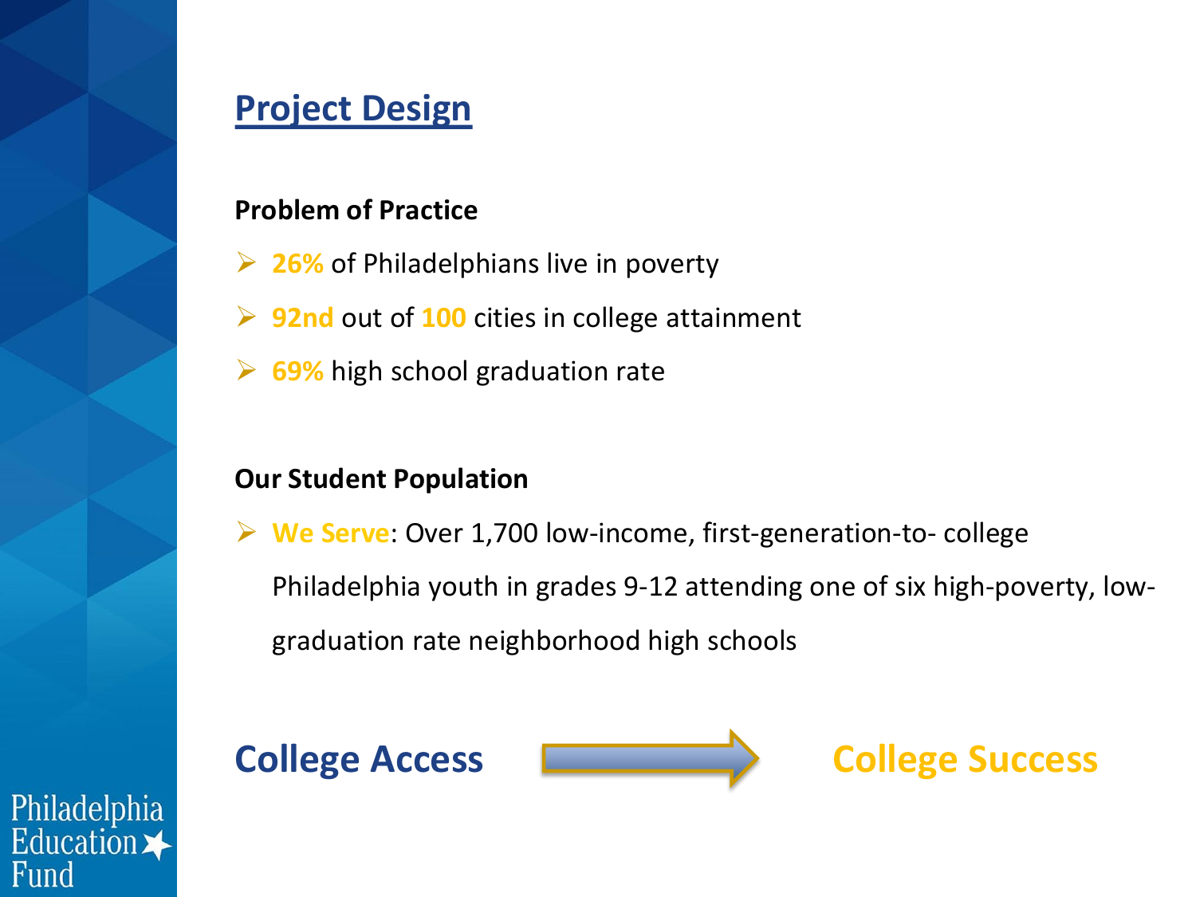## Project Design

**Problem of Practice**

- **26%** of Philadelphians live in poverty
- **92nd** out of **100** cities in college attainment
- **69%** high school graduation rate

**Our Student Population**

- **We Serve**: Over 1,700 low-income, first-generation-to- college Philadelphia youth in grades 9-12 attending one of six high-poverty, low-graduation rate neighborhood high schools

**College Access** → **College Success**

Philadelphia Education Fund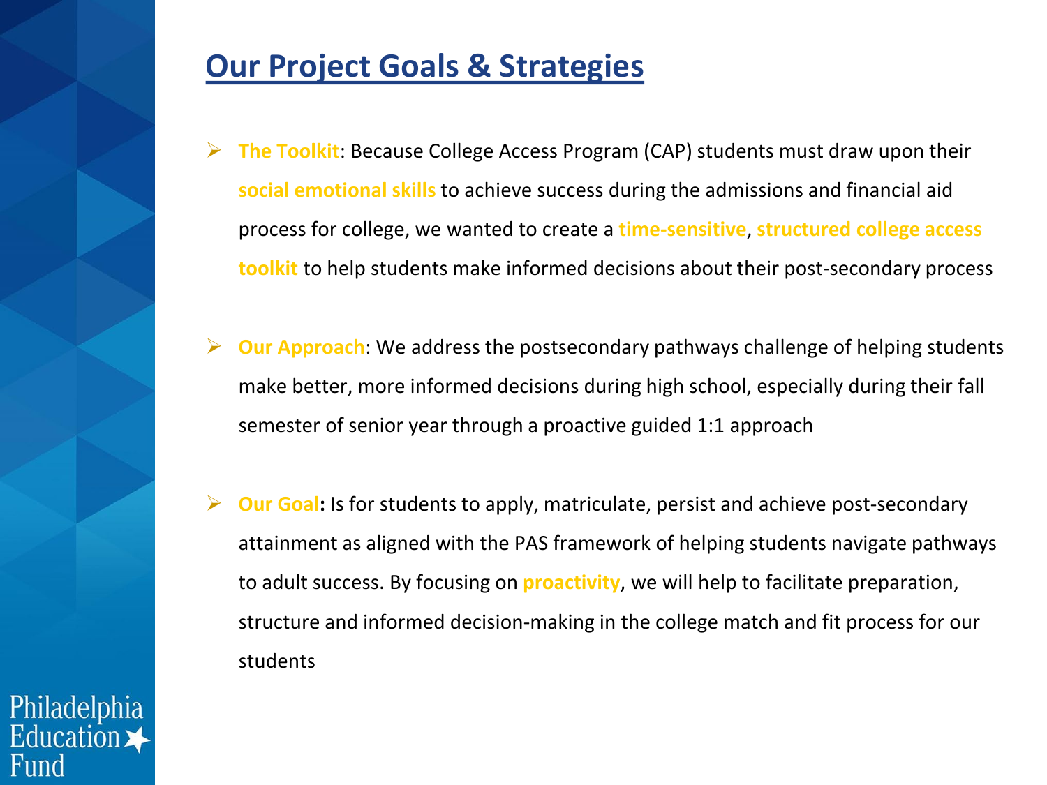# Our Project Goals & Strategies

- **The Toolkit**: Because College Access Program (CAP) students must draw upon their **social emotional skills** to achieve success during the admissions and financial aid process for college, we wanted to create a **time-sensitive**, **structured college access toolkit** to help students make informed decisions about their post-secondary process

- **Our Approach**: We address the postsecondary pathways challenge of helping students make better, more informed decisions during high school, especially during their fall semester of senior year through a proactive guided 1:1 approach

- **Our Goal:** Is for students to apply, matriculate, persist and achieve post-secondary attainment as aligned with the PAS framework of helping students navigate pathways to adult success. By focusing on **proactivity**, we will help to facilitate preparation, structure and informed decision-making in the college match and fit process for our students

Philadelphia Education Fund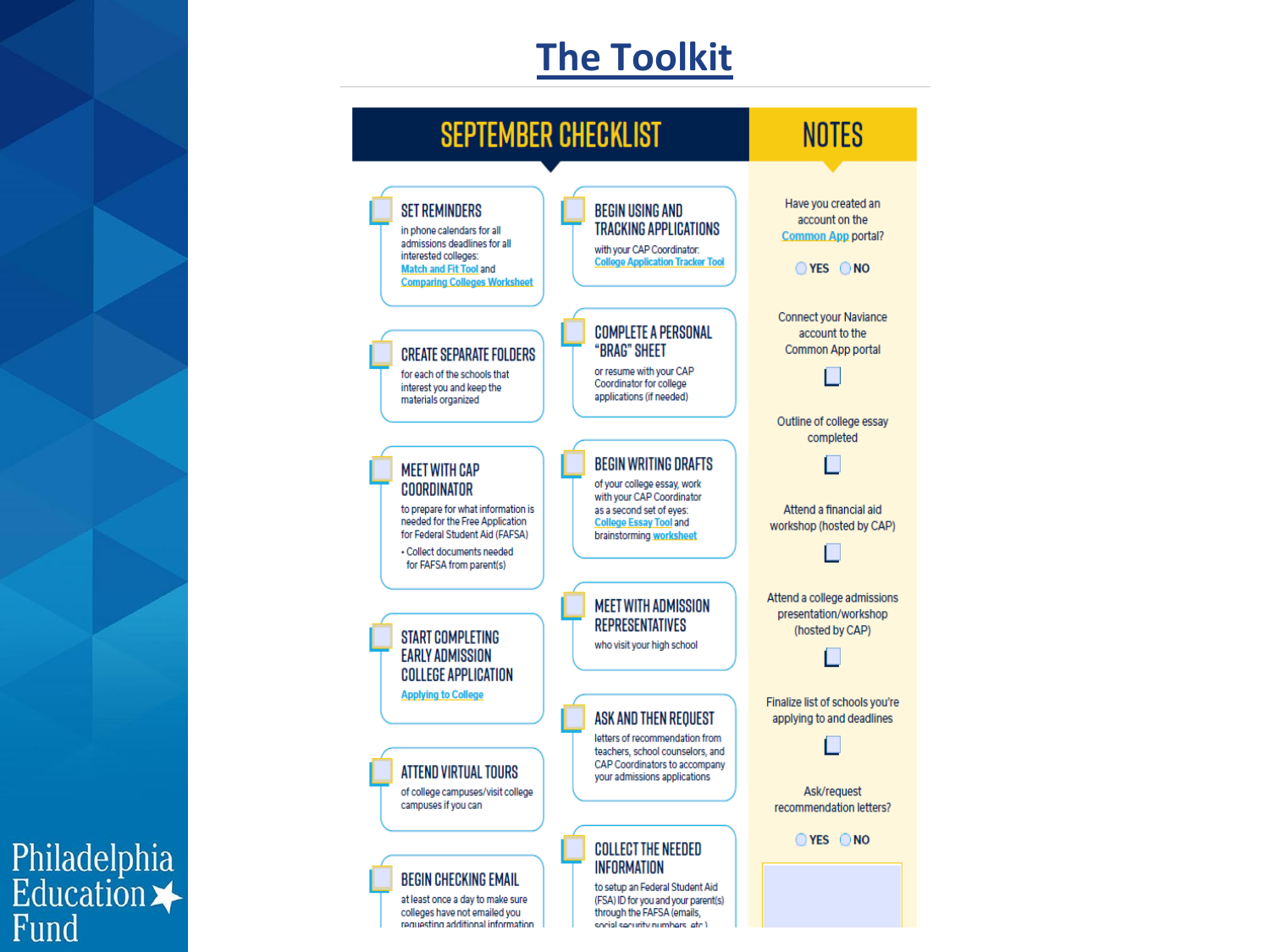# The Toolkit

## SEPTEMBER CHECKLIST

- **SET REMINDERS** in phone calendars for all admissions deadlines for all interested colleges: Match and Fit Tool and Comparing Colleges Worksheet
- **CREATE SEPARATE FOLDERS** for each of the schools that interest you and keep the materials organized
- **MEET WITH CAP COORDINATOR** to prepare for what information is needed for the Free Application for Federal Student Aid (FAFSA)
  - Collect documents needed for FAFSA from parent(s)
- **START COMPLETING EARLY ADMISSION COLLEGE APPLICATION** Applying to College
- **ATTEND VIRTUAL TOURS** of college campuses/visit college campuses if you can
- **BEGIN CHECKING EMAIL** at least once a day to make sure colleges have not emailed you requesting additional information
- **BEGIN USING AND TRACKING APPLICATIONS** with your CAP Coordinator: College Application Tracker Tool
- **COMPLETE A PERSONAL "BRAG" SHEET** or resume with your CAP Coordinator for college applications (if needed)
- **BEGIN WRITING DRAFTS** of your college essay, work with your CAP Coordinator as a second set of eyes: College Essay Tool and brainstorming worksheet
- **MEET WITH ADMISSION REPRESENTATIVES** who visit your high school
- **ASK AND THEN REQUEST** letters of recommendation from teachers, school counselors, and CAP Coordinators to accompany your admissions applications
- **COLLECT THE NEEDED INFORMATION** to setup an Federal Student Aid (FSA) ID for you and your parent(s) through the FAFSA (emails, social security numbers, etc.)

## NOTES

Have you created an account on the Common App portal?

- YES
- NO

Connect your Naviance account to the Common App portal ☐

Outline of college essay completed ☐

Attend a financial aid workshop (hosted by CAP) ☐

Attend a college admissions presentation/workshop (hosted by CAP) ☐

Finalize list of schools you're applying to and deadlines ☐

Ask/request recommendation letters?

- YES
- NO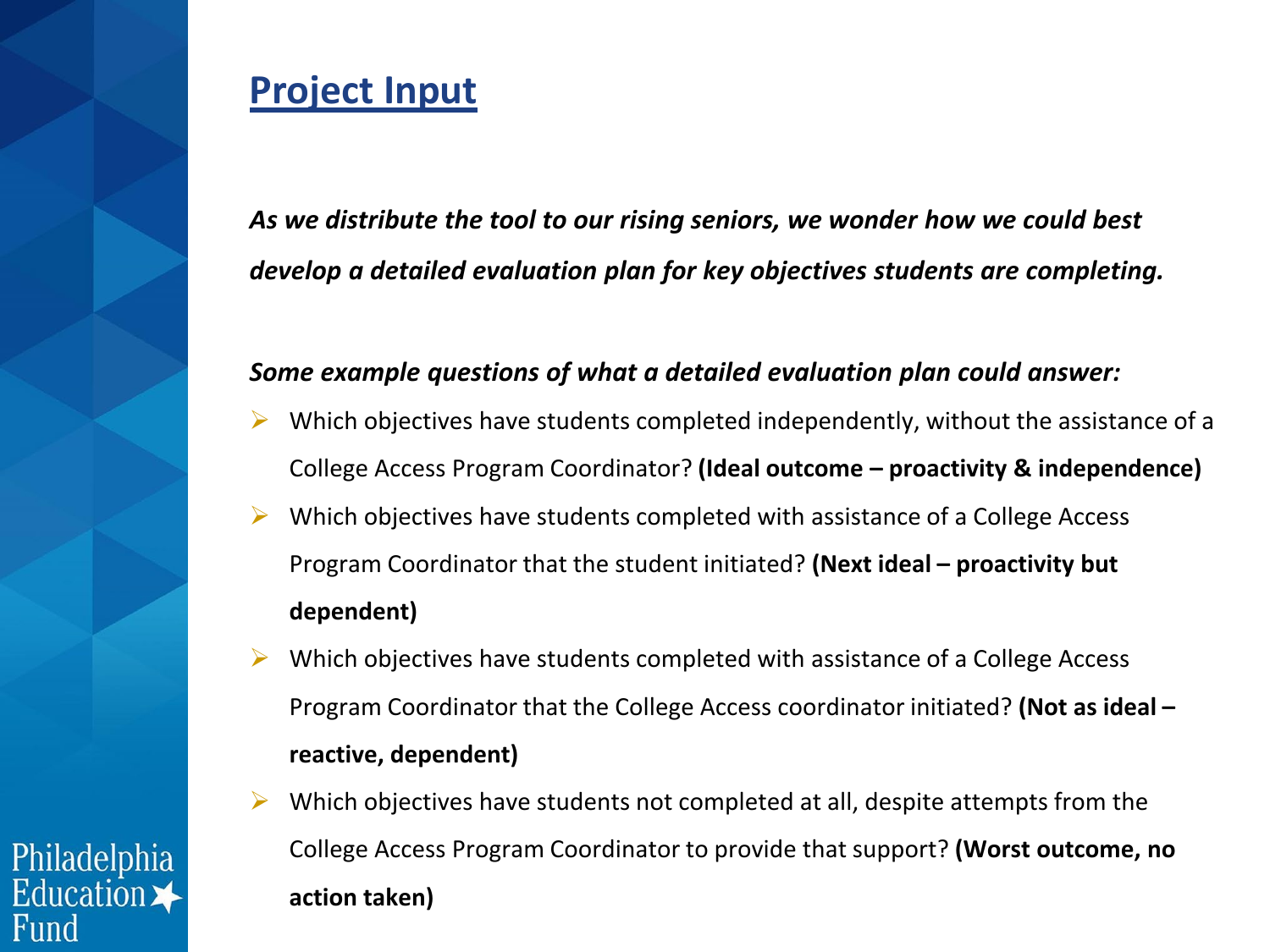## Project Input

***As we distribute the tool to our rising seniors, we wonder how we could best develop a detailed evaluation plan for key objectives students are completing.***

***Some example questions of what a detailed evaluation plan could answer:***

- Which objectives have students completed independently, without the assistance of a College Access Program Coordinator? **(Ideal outcome – proactivity & independence)**
- Which objectives have students completed with assistance of a College Access Program Coordinator that the student initiated? **(Next ideal – proactivity but dependent)**
- Which objectives have students completed with assistance of a College Access Program Coordinator that the College Access coordinator initiated? **(Not as ideal – reactive, dependent)**
- Which objectives have students not completed at all, despite attempts from the College Access Program Coordinator to provide that support? **(Worst outcome, no action taken)**

Philadelphia Education Fund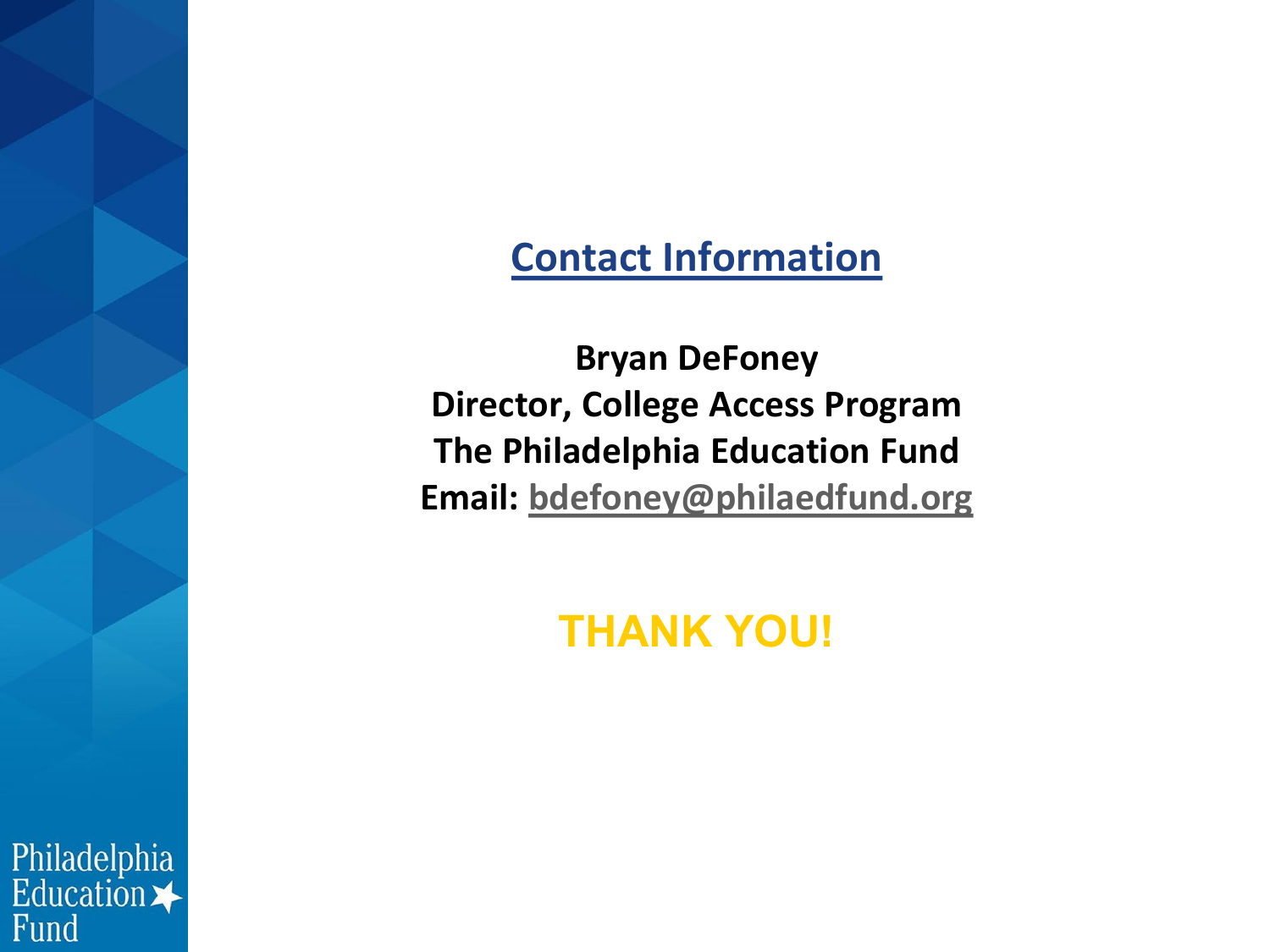## Contact Information

**Bryan DeFoney**
**Director, College Access Program**
**The Philadelphia Education Fund**
**Email: bdefoney@philaedfund.org**

**THANK YOU!**

Philadelphia Education Fund